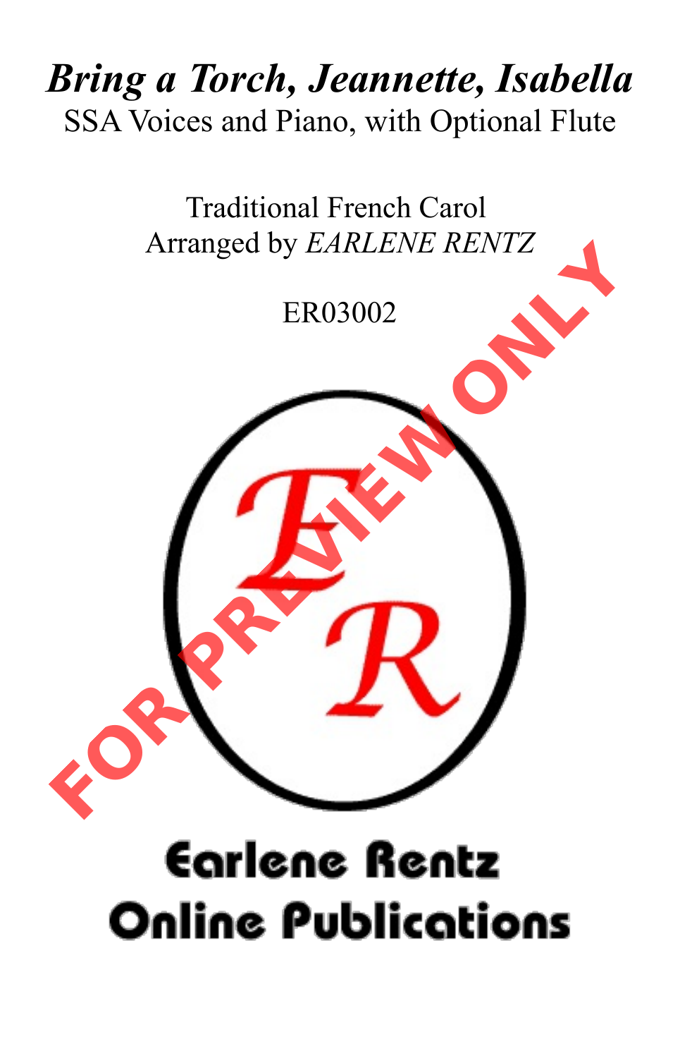# *Bring a Torch, Jeannette, Isabella*

SSA Voices and Piano, with Optional Flute

Traditional French Carol
Arranged by *EARLENE RENTZ*

ER03002

FOR PREVIEW ONLY

Earlene Rentz
Online Publications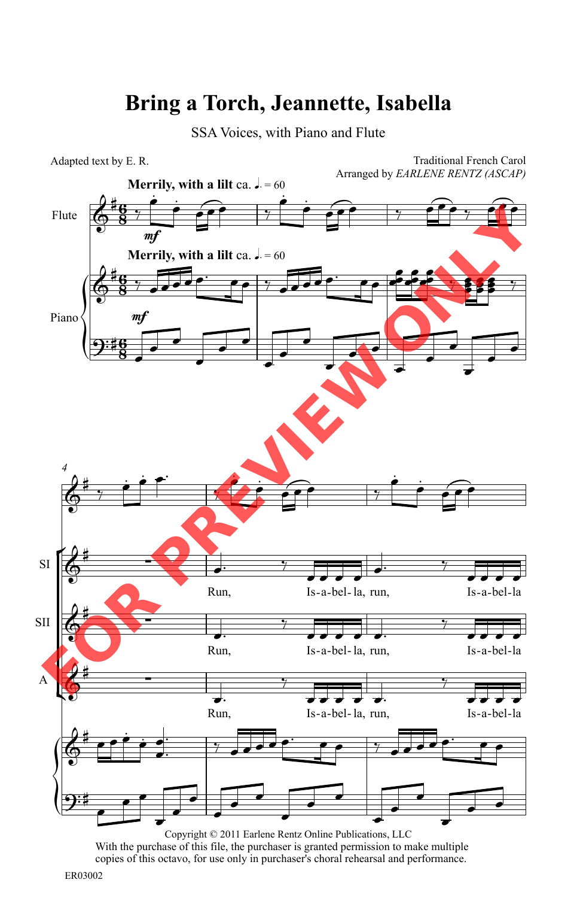# Bring a Torch, Jeannette, Isabella

SSA Voices, with Piano and Flute

Adapted text by E. R.

Traditional French Carol
Arranged by *EARLENE RENTZ (ASCAP)*

**Merrily, with a lilt** ca. ♩. = 60

Flute

Piano

SI

SII

A

Run, Is-a-bel- la, run, Is-a-bel-la

Copyright © 2011 Earlene Rentz Online Publications, LLC
With the purchase of this file, the purchaser is granted permission to make multiple copies of this octavo, for use only in purchaser's choral rehearsal and performance.

ER03002

FOR PREVIEW ONLY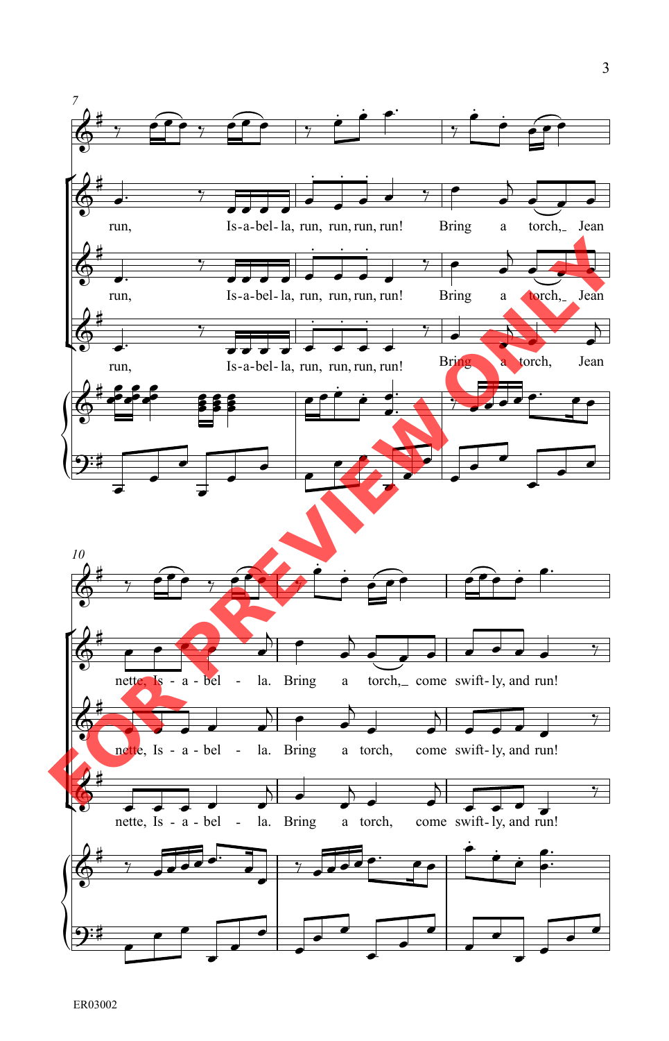run, Is-a-bel-la, run, run, run, run! Bring a torch, Jean

nette, Is - a - bel - la. Bring a torch, come swift-ly, and run!

FOR PREVIEW ONLY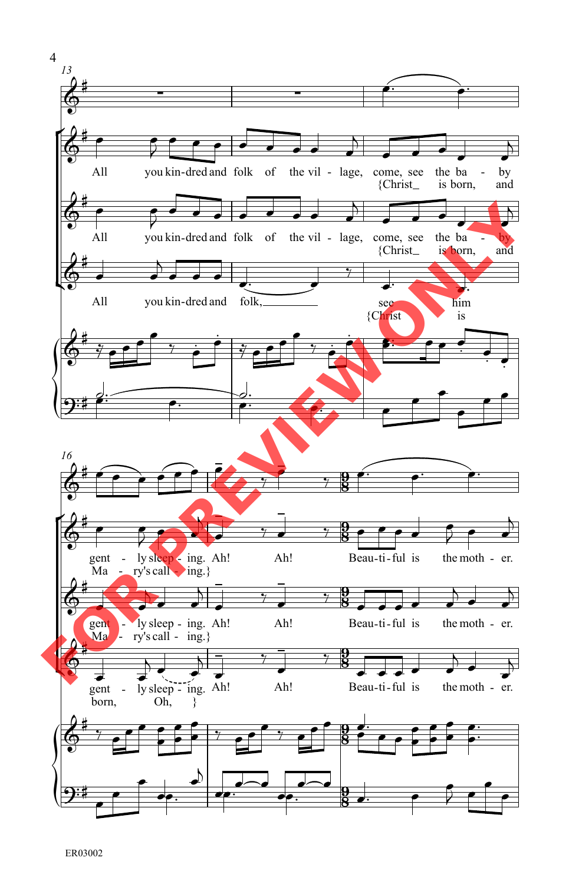13

All you kin-dred and folk of the vil - lage, come, see the ba - by
{Christ_ is born, and

All you kin-dred and folk of the vil - lage, come, see the ba - by
{Christ_ is born, and

All you kin-dred and folk,_____ see him
{Christ is

16

gent - ly sleep - ing. Ah! Ah! Beau-ti-ful is the moth - er.
Ma - ry's call - ing.}

gent - ly sleep - ing. Ah! Ah! Beau-ti-ful is the moth - er.
Ma - ry's call - ing.}

gent - ly sleep - ing. Ah! Ah! Beau-ti-ful is the moth - er.
born, Oh, }

FOR PREVIEW ONLY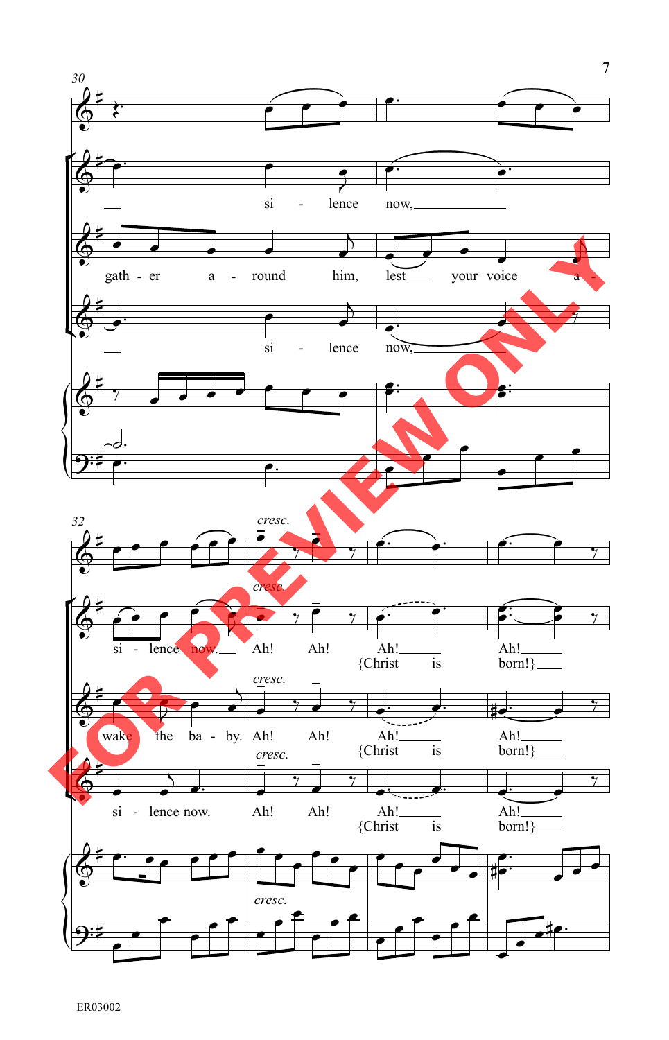30

— si - lence now, —

gath - er a - round him, lest your voice a -

— si - lence now, —

32

*cresc.*

si - lence now. Ah! Ah! Ah! Ah!
{Christ is born!}

wake the ba - by. Ah! Ah! Ah! Ah!
{Christ is born!}

si - lence now. Ah! Ah! Ah! Ah!
{Christ is born!}

*cresc.*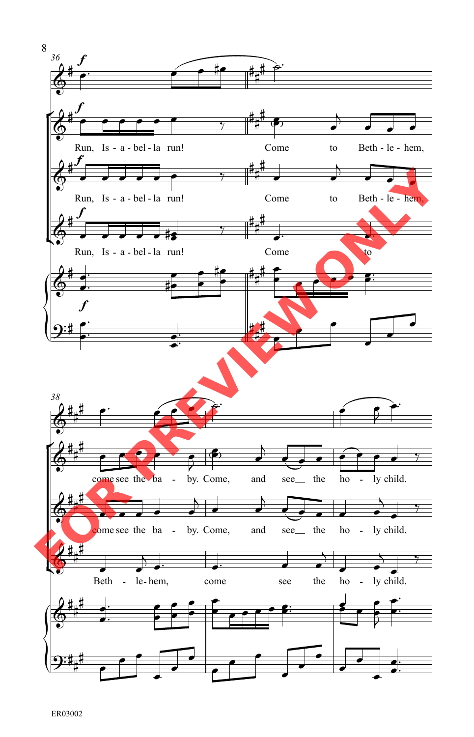36

*f*

Run, Is - a - bel - la run! Come to Beth - le - hem,

Run, Is - a - bel - la run! Come to Beth - le - hem,

Run, Is - a - bel - la run! Come to

38

come see the ba - by. Come, and see__ the ho - ly child.

come see the ba - by. Come, and see__ the ho - ly child.

Beth - le- hem, come see the ho - ly child.

FOR PREVIEW ONLY

ER03002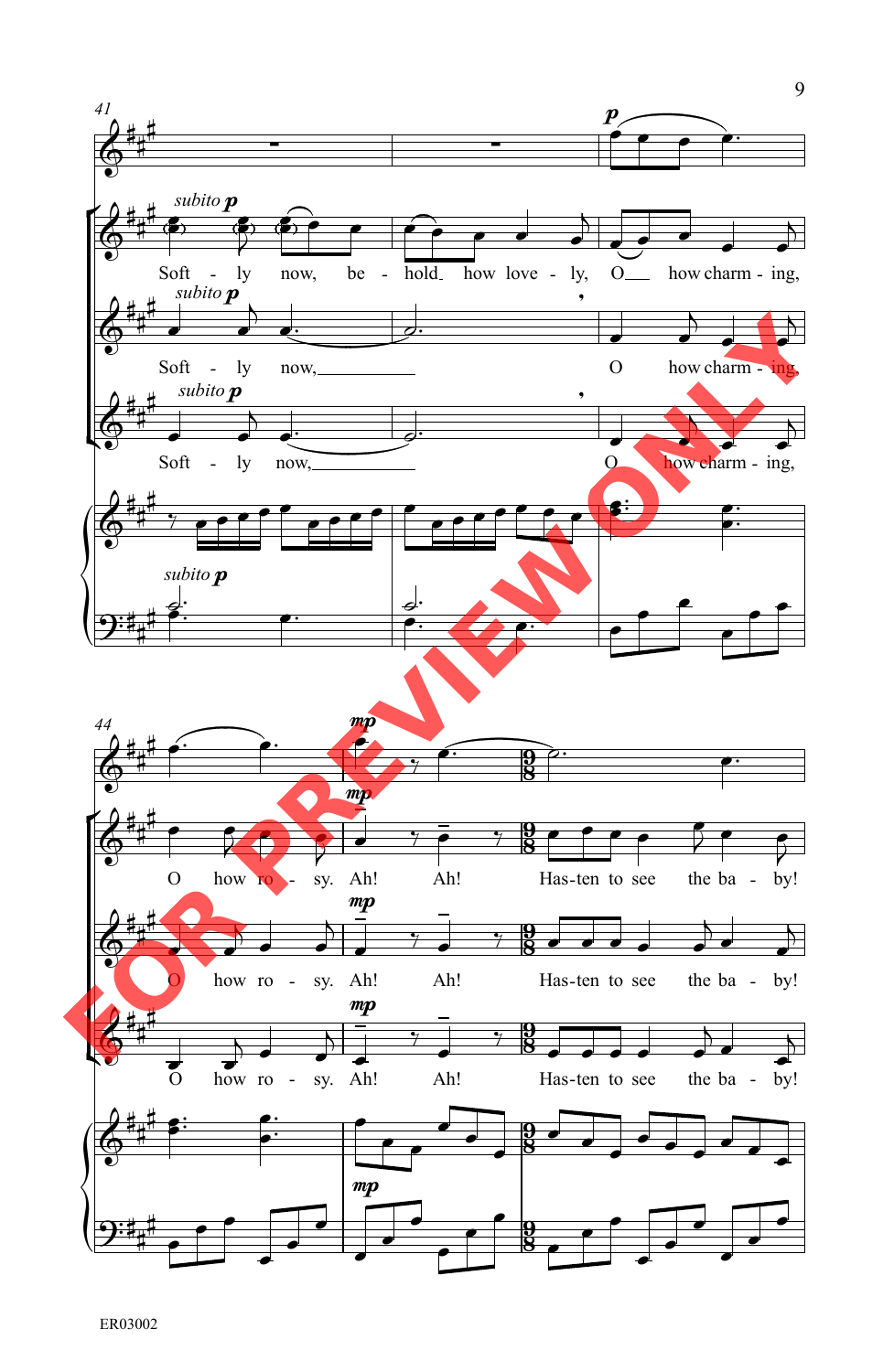Soft - ly now, be - hold how love - ly, O how charm - ing,

Soft - ly now, O how charm - ing,

Soft - ly now, O how charm - ing,

O how ro - sy. Ah! Ah! Has-ten to see the ba - by!

O how ro - sy. Ah! Ah! Has-ten to see the ba - by!

O how ro - sy. Ah! Ah! Has-ten to see the ba - by!

FOR PREVIEW ONLY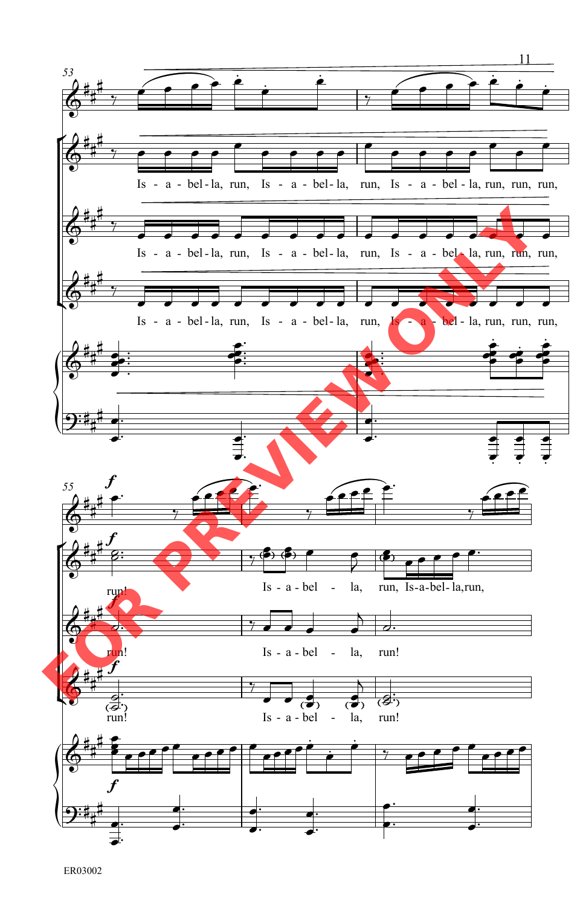53

Is - a - bel - la, run, Is - a - bel - la, run, Is - a - bel - la, run, run, run,

Is - a - bel - la, run, Is - a - bel - la, run, Is - a - bel - la, run, run, run,

Is - a - bel - la, run, Is - a - bel - la, run, Is - a - bel - la, run, run, run,

55

*f*

run! Is - a - bel - la, run, Is-a-bel-la,run,

run! Is - a - bel - la, run!

run! Is - a - bel - la, run!

FOR PREVIEW ONLY

ER03002